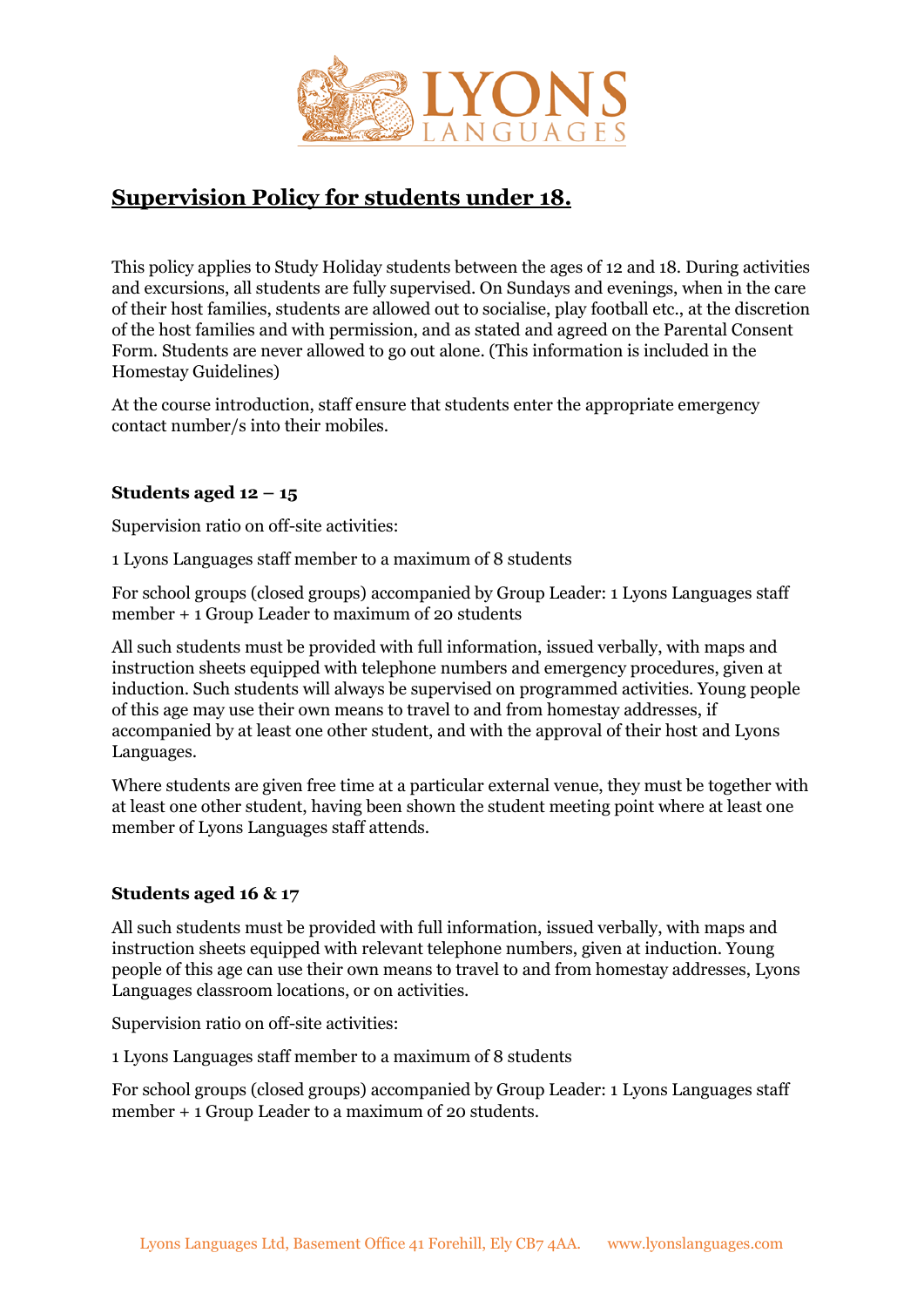LYONS LANGUAGES

# Supervision Policy for students under 18.

This policy applies to Study Holiday students between the ages of 12 and 18. During activities and excursions, all students are fully supervised. On Sundays and evenings, when in the care of their host families, students are allowed out to socialise, play football etc., at the discretion of the host families and with permission, and as stated and agreed on the Parental Consent Form. Students are never allowed to go out alone. (This information is included in the Homestay Guidelines)

At the course introduction, staff ensure that students enter the appropriate emergency contact number/s into their mobiles.

**Students aged 12 – 15**

Supervision ratio on off-site activities:

1 Lyons Languages staff member to a maximum of 8 students

For school groups (closed groups) accompanied by Group Leader: 1 Lyons Languages staff member + 1 Group Leader to maximum of 20 students

All such students must be provided with full information, issued verbally, with maps and instruction sheets equipped with telephone numbers and emergency procedures, given at induction. Such students will always be supervised on programmed activities. Young people of this age may use their own means to travel to and from homestay addresses, if accompanied by at least one other student, and with the approval of their host and Lyons Languages.

Where students are given free time at a particular external venue, they must be together with at least one other student, having been shown the student meeting point where at least one member of Lyons Languages staff attends.

**Students aged 16 & 17**

All such students must be provided with full information, issued verbally, with maps and instruction sheets equipped with relevant telephone numbers, given at induction. Young people of this age can use their own means to travel to and from homestay addresses, Lyons Languages classroom locations, or on activities.

Supervision ratio on off-site activities:

1 Lyons Languages staff member to a maximum of 8 students

For school groups (closed groups) accompanied by Group Leader: 1 Lyons Languages staff member + 1 Group Leader to a maximum of 20 students.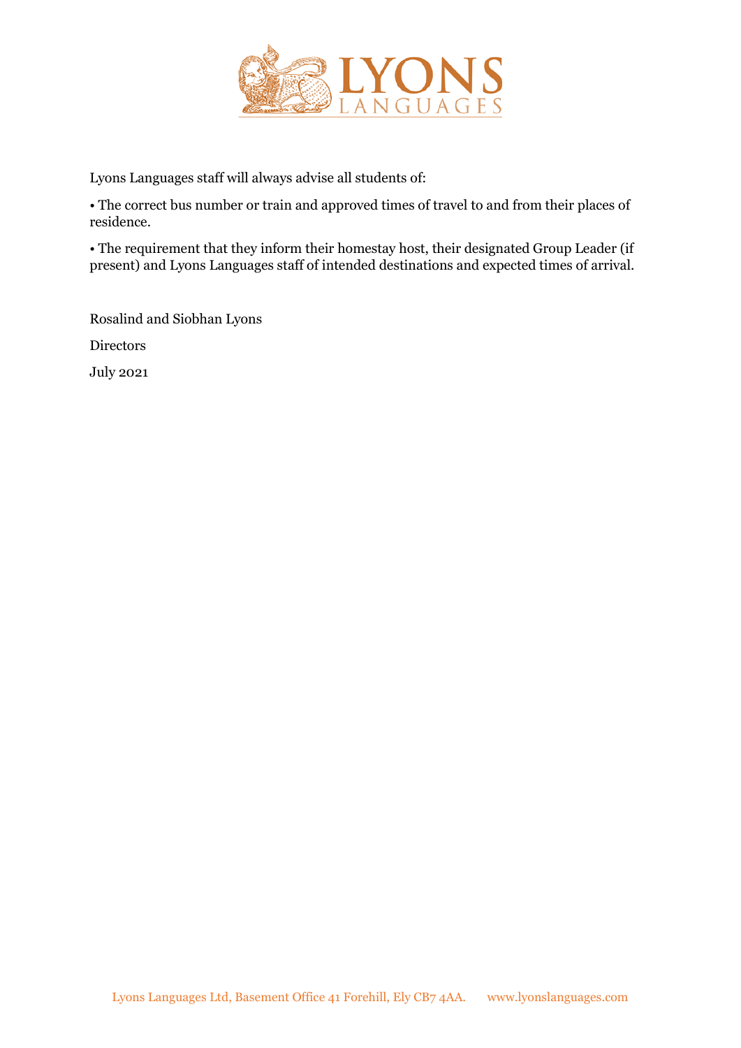Lyons Languages staff will always advise all students of:

- The correct bus number or train and approved times of travel to and from their places of residence.
- The requirement that they inform their homestay host, their designated Group Leader (if present) and Lyons Languages staff of intended destinations and expected times of arrival.

Rosalind and Siobhan Lyons

Directors

July 2021